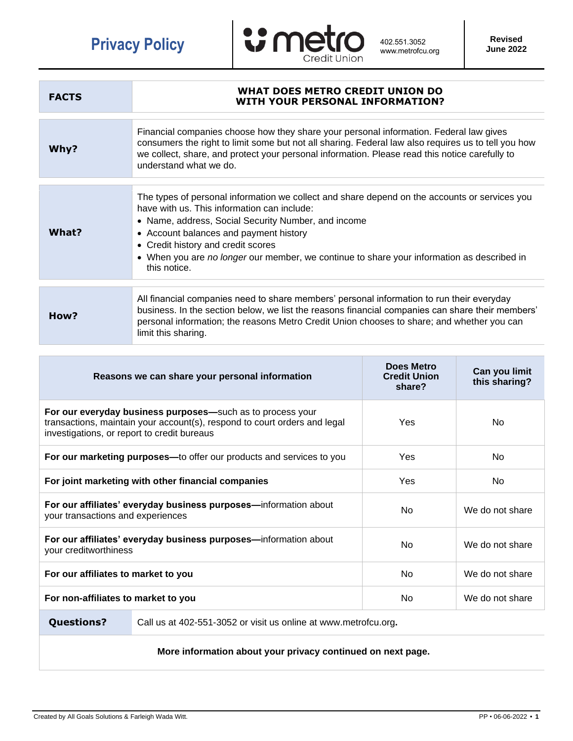# Privacy Policy

metro Credit Union

402.551.3052
www.metrofcu.org

**Revised June 2022**

| **FACTS** | **WHAT DOES METRO CREDIT UNION DO WITH YOUR PERSONAL INFORMATION?** |
|---|---|
| **Why?** | Financial companies choose how they share your personal information. Federal law gives consumers the right to limit some but not all sharing. Federal law also requires us to tell you how we collect, share, and protect your personal information. Please read this notice carefully to understand what we do. |
| **What?** | The types of personal information we collect and share depend on the accounts or services you have with us. This information can include:<br>• Name, address, Social Security Number, and income<br>• Account balances and payment history<br>• Credit history and credit scores<br>• When you are *no longer* our member, we continue to share your information as described in this notice. |
| **How?** | All financial companies need to share members' personal information to run their everyday business. In the section below, we list the reasons financial companies can share their members' personal information; the reasons Metro Credit Union chooses to share; and whether you can limit this sharing. |

| Reasons we can share your personal information | Does Metro Credit Union share? | Can you limit this sharing? |
|---|---|---|
| **For our everyday business purposes—**such as to process your transactions, maintain your account(s), respond to court orders and legal investigations, or report to credit bureaus | Yes | No |
| **For our marketing purposes—**to offer our products and services to you | Yes | No |
| **For joint marketing with other financial companies** | Yes | No |
| **For our affiliates' everyday business purposes—**information about your transactions and experiences | No | We do not share |
| **For our affiliates' everyday business purposes—**information about your creditworthiness | No | We do not share |
| **For our affiliates to market to you** | No | We do not share |
| **For non-affiliates to market to you** | No | We do not share |

| **Questions?** | Call us at 402-551-3052 or visit us online at www.metrofcu.org**.** |
|---|---|

**More information about your privacy continued on next page.**

Created by All Goals Solutions & Farleigh Wada Witt.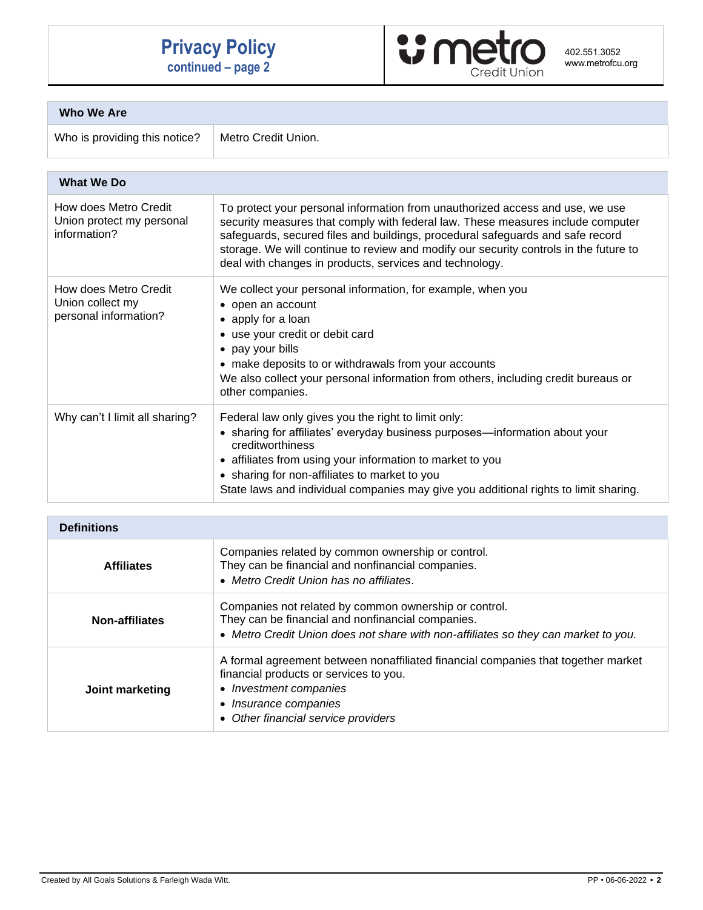# Privacy Policy
continued – page 2

metro Credit Union

402.551.3052
www.metrofcu.org

| Who We Are | |
|---|---|
| Who is providing this notice? | Metro Credit Union. |

| What We Do | |
|---|---|
| How does Metro Credit Union protect my personal information? | To protect your personal information from unauthorized access and use, we use security measures that comply with federal law. These measures include computer safeguards, secured files and buildings, procedural safeguards and safe record storage. We will continue to review and modify our security controls in the future to deal with changes in products, services and technology. |
| How does Metro Credit Union collect my personal information? | We collect your personal information, for example, when you<br>• open an account<br>• apply for a loan<br>• use your credit or debit card<br>• pay your bills<br>• make deposits to or withdrawals from your accounts<br>We also collect your personal information from others, including credit bureaus or other companies. |
| Why can't I limit all sharing? | Federal law only gives you the right to limit only:<br>• sharing for affiliates' everyday business purposes—information about your creditworthiness<br>• affiliates from using your information to market to you<br>• sharing for non-affiliates to market to you<br>State laws and individual companies may give you additional rights to limit sharing. |

| Definitions | |
|---|---|
| **Affiliates** | Companies related by common ownership or control.<br>They can be financial and nonfinancial companies.<br>• *Metro Credit Union has no affiliates*. |
| **Non-affiliates** | Companies not related by common ownership or control.<br>They can be financial and nonfinancial companies.<br>• *Metro Credit Union does not share with non-affiliates so they can market to you.* |
| **Joint marketing** | A formal agreement between nonaffiliated financial companies that together market financial products or services to you.<br>• *Investment companies*<br>• *Insurance companies*<br>• *Other financial service providers* |

Created by All Goals Solutions & Farleigh Wada Witt.

PP • 06-06-2022